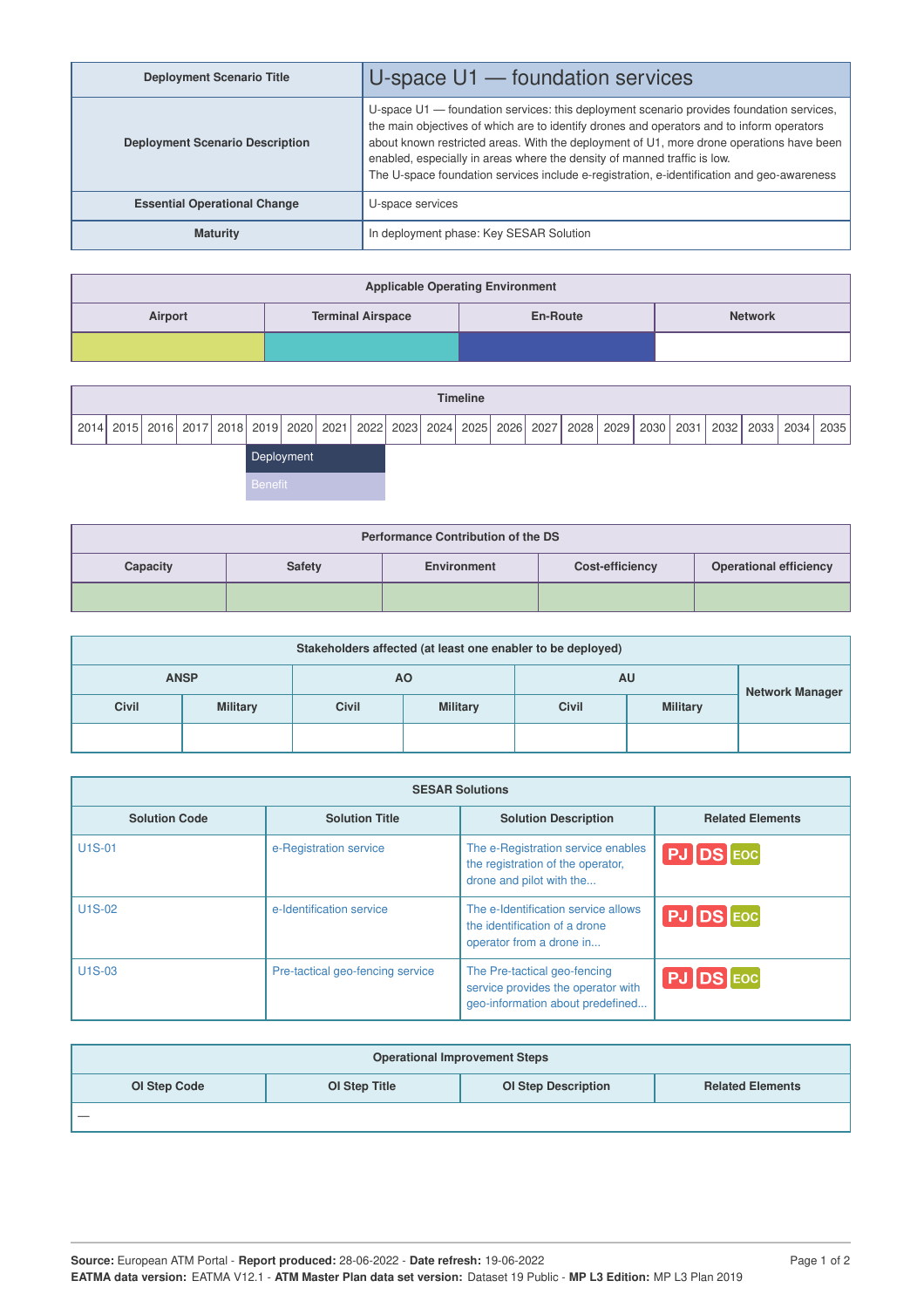| Deployment Scenario Title | U-space U1 — foundation services |
|---|---|
| Deployment Scenario Description | U-space U1 — foundation services: this deployment scenario provides foundation services, the main objectives of which are to identify drones and operators and to inform operators about known restricted areas. With the deployment of U1, more drone operations have been enabled, especially in areas where the density of manned traffic is low.<br>The U-space foundation services include e-registration, e-identification and geo-awareness |
| Essential Operational Change | U-space services |
| Maturity | In deployment phase: Key SESAR Solution |

| Applicable Operating Environment | | | |
|---|---|---|---|
| Airport | Terminal Airspace | En-Route | Network |

| Timeline | | | | | | | | | | | | | | | | | | | | | |
|---|---|---|---|---|---|---|---|---|---|---|---|---|---|---|---|---|---|---|---|---|---|
| 2014 | 2015 | 2016 | 2017 | 2018 | 2019 | 2020 | 2021 | 2022 | 2023 | 2024 | 2025 | 2026 | 2027 | 2028 | 2029 | 2030 | 2031 | 2032 | 2033 | 2034 | 2035 |
| | | | | | Deployment | | | | | | | | | | | | | | | | |
| | | | | | Benefit | | | | | | | | | | | | | | | | |

| Performance Contribution of the DS | | | | |
|---|---|---|---|---|
| Capacity | Safety | Environment | Cost-efficiency | Operational efficiency |

| Stakeholders affected (at least one enabler to be deployed) | | | | | | |
|---|---|---|---|---|---|---|
| ANSP | | AO | | AU | | Network Manager |
| Civil | Military | Civil | Military | Civil | Military | |
| | | | | | | |

| SESAR Solutions | | | |
|---|---|---|---|
| **Solution Code** | **Solution Title** | **Solution Description** | **Related Elements** |
| U1S-01 | e-Registration service | The e-Registration service enables the registration of the operator, drone and pilot with the... | PJ DS EOC |
| U1S-02 | e-Identification service | The e-Identification service allows the identification of a drone operator from a drone in... | PJ DS EOC |
| U1S-03 | Pre-tactical geo-fencing service | The Pre-tactical geo-fencing service provides the operator with geo-information about predefined... | PJ DS EOC |

| Operational Improvement Steps | | | |
|---|---|---|---|
| **OI Step Code** | **OI Step Title** | **OI Step Description** | **Related Elements** |
| — | | | |

**Source:** European ATM Portal - **Report produced:** 28-06-2022 - **Date refresh:** 19-06-2022
**EATMA data version:** EATMA V12.1 - **ATM Master Plan data set version:** Dataset 19 Public - **MP L3 Edition:** MP L3 Plan 2019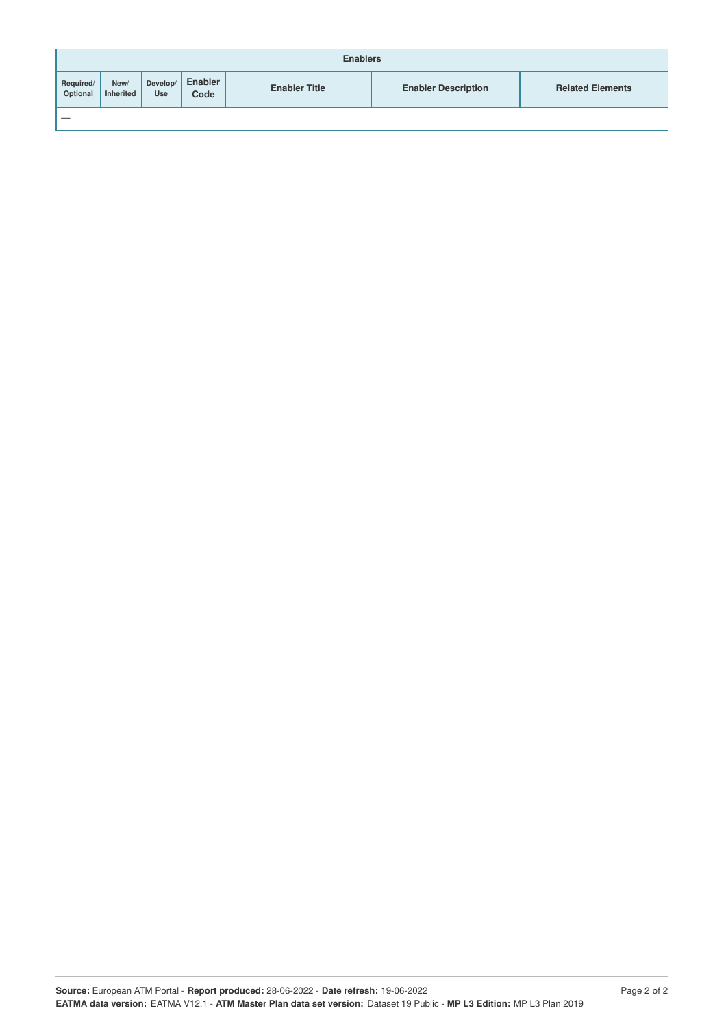| Enablers | | | | | | |
|---|---|---|---|---|---|---|
| Required/ Optional | New/ Inherited | Develop/ Use | Enabler Code | Enabler Title | Enabler Description | Related Elements |
| — | | | | | | |

**Source:** European ATM Portal - **Report produced:** 28-06-2022 - **Date refresh:** 19-06-2022
**EATMA data version:** EATMA V12.1 - **ATM Master Plan data set version:** Dataset 19 Public - **MP L3 Edition:** MP L3 Plan 2019